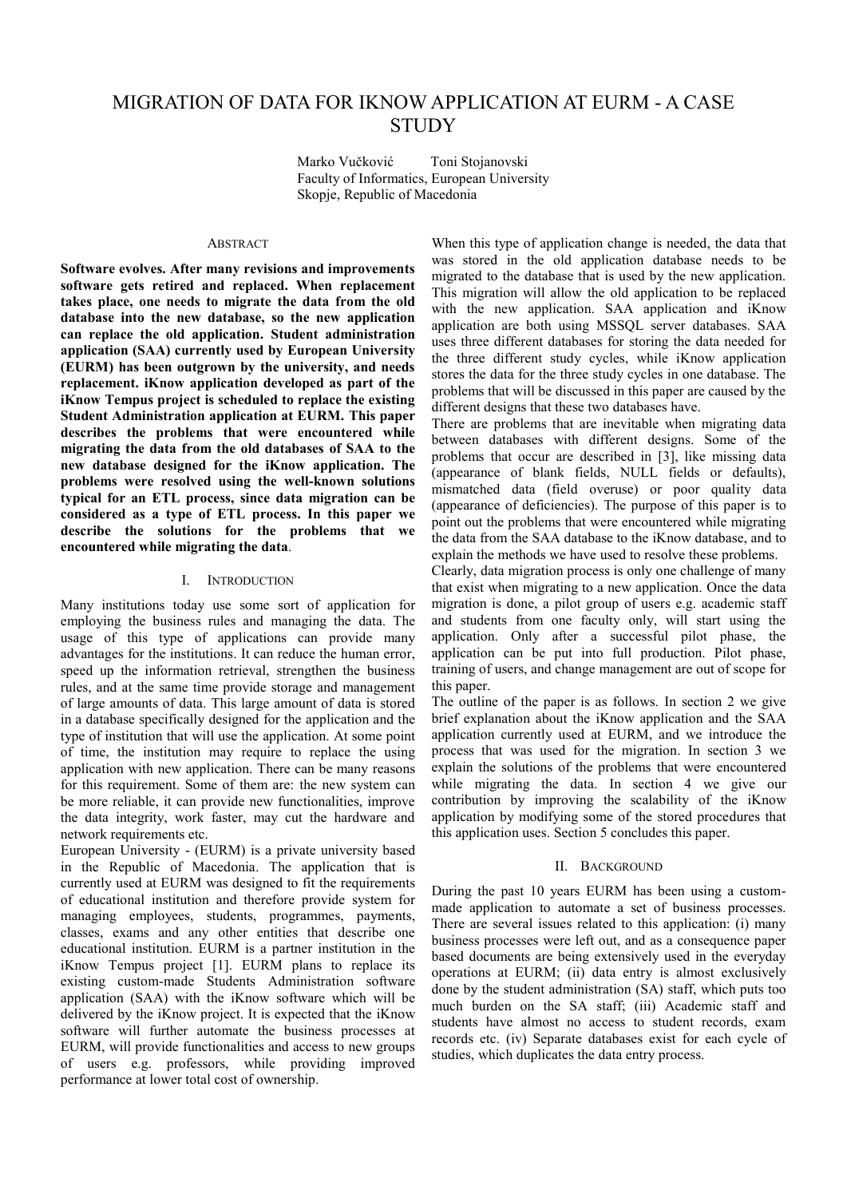# MIGRATION OF DATA FOR IKNOW APPLICATION AT EURM - A CASE STUDY

Marko Vučković Toni Stojanovski
Faculty of Informatics, European University
Skopje, Republic of Macedonia

## Abstract

**Software evolves. After many revisions and improvements software gets retired and replaced. When replacement takes place, one needs to migrate the data from the old database into the new database, so the new application can replace the old application. Student administration application (SAA) currently used by European University (EURM) has been outgrown by the university, and needs replacement. iKnow application developed as part of the iKnow Tempus project is scheduled to replace the existing Student Administration application at EURM. This paper describes the problems that were encountered while migrating the data from the old databases of SAA to the new database designed for the iKnow application. The problems were resolved using the well-known solutions typical for an ETL process, since data migration can be considered as a type of ETL process. In this paper we describe the solutions for the problems that we encountered while migrating the data**.

## I. Introduction

Many institutions today use some sort of application for employing the business rules and managing the data. The usage of this type of applications can provide many advantages for the institutions. It can reduce the human error, speed up the information retrieval, strengthen the business rules, and at the same time provide storage and management of large amounts of data. This large amount of data is stored in a database specifically designed for the application and the type of institution that will use the application. At some point of time, the institution may require to replace the using application with new application. There can be many reasons for this requirement. Some of them are: the new system can be more reliable, it can provide new functionalities, improve the data integrity, work faster, may cut the hardware and network requirements etc.

European University - (EURM) is a private university based in the Republic of Macedonia. The application that is currently used at EURM was designed to fit the requirements of educational institution and therefore provide system for managing employees, students, programmes, payments, classes, exams and any other entities that describe one educational institution. EURM is a partner institution in the iKnow Tempus project [1]. EURM plans to replace its existing custom-made Students Administration software application (SAA) with the iKnow software which will be delivered by the iKnow project. It is expected that the iKnow software will further automate the business processes at EURM, will provide functionalities and access to new groups of users e.g. professors, while providing improved performance at lower total cost of ownership.

When this type of application change is needed, the data that was stored in the old application database needs to be migrated to the database that is used by the new application. This migration will allow the old application to be replaced with the new application. SAA application and iKnow application are both using MSSQL server databases. SAA uses three different databases for storing the data needed for the three different study cycles, while iKnow application stores the data for the three study cycles in one database. The problems that will be discussed in this paper are caused by the different designs that these two databases have.

There are problems that are inevitable when migrating data between databases with different designs. Some of the problems that occur are described in [3], like missing data (appearance of blank fields, NULL fields or defaults), mismatched data (field overuse) or poor quality data (appearance of deficiencies). The purpose of this paper is to point out the problems that were encountered while migrating the data from the SAA database to the iKnow database, and to explain the methods we have used to resolve these problems.

Clearly, data migration process is only one challenge of many that exist when migrating to a new application. Once the data migration is done, a pilot group of users e.g. academic staff and students from one faculty only, will start using the application. Only after a successful pilot phase, the application can be put into full production. Pilot phase, training of users, and change management are out of scope for this paper.

The outline of the paper is as follows. In section 2 we give brief explanation about the iKnow application and the SAA application currently used at EURM, and we introduce the process that was used for the migration. In section 3 we explain the solutions of the problems that were encountered while migrating the data. In section 4 we give our contribution by improving the scalability of the iKnow application by modifying some of the stored procedures that this application uses. Section 5 concludes this paper.

## II. Background

During the past 10 years EURM has been using a custom-made application to automate a set of business processes. There are several issues related to this application: (i) many business processes were left out, and as a consequence paper based documents are being extensively used in the everyday operations at EURM; (ii) data entry is almost exclusively done by the student administration (SA) staff, which puts too much burden on the SA staff; (iii) Academic staff and students have almost no access to student records, exam records etc. (iv) Separate databases exist for each cycle of studies, which duplicates the data entry process.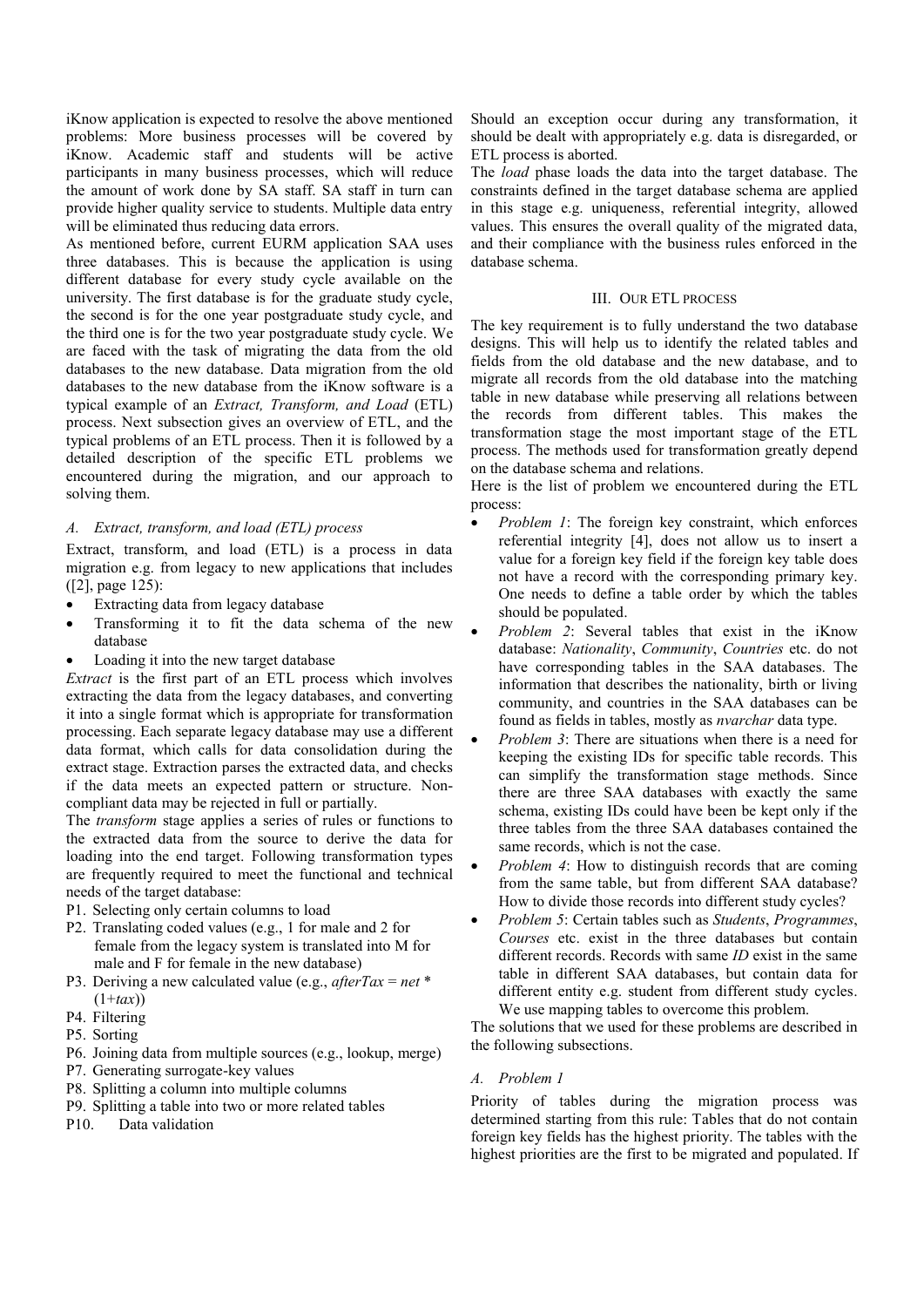iKnow application is expected to resolve the above mentioned problems: More business processes will be covered by iKnow. Academic staff and students will be active participants in many business processes, which will reduce the amount of work done by SA staff. SA staff in turn can provide higher quality service to students. Multiple data entry will be eliminated thus reducing data errors.

As mentioned before, current EURM application SAA uses three databases. This is because the application is using different database for every study cycle available on the university. The first database is for the graduate study cycle, the second is for the one year postgraduate study cycle, and the third one is for the two year postgraduate study cycle. We are faced with the task of migrating the data from the old databases to the new database. Data migration from the old databases to the new database from the iKnow software is a typical example of an *Extract, Transform, and Load* (ETL) process. Next subsection gives an overview of ETL, and the typical problems of an ETL process. Then it is followed by a detailed description of the specific ETL problems we encountered during the migration, and our approach to solving them.

### *A. Extract, transform, and load (ETL) process*

Extract, transform, and load (ETL) is a process in data migration e.g. from legacy to new applications that includes ([2], page 125):

- Extracting data from legacy database
- Transforming it to fit the data schema of the new database
- Loading it into the new target database

*Extract* is the first part of an ETL process which involves extracting the data from the legacy databases, and converting it into a single format which is appropriate for transformation processing. Each separate legacy database may use a different data format, which calls for data consolidation during the extract stage. Extraction parses the extracted data, and checks if the data meets an expected pattern or structure. Non-compliant data may be rejected in full or partially.

The *transform* stage applies a series of rules or functions to the extracted data from the source to derive the data for loading into the end target. Following transformation types are frequently required to meet the functional and technical needs of the target database:

P1. Selecting only certain columns to load
P2. Translating coded values (e.g., 1 for male and 2 for female from the legacy system is translated into M for male and F for female in the new database)
P3. Deriving a new calculated value (e.g., *afterTax* = *net* * (1+*tax*))
P4. Filtering
P5. Sorting
P6. Joining data from multiple sources (e.g., lookup, merge)
P7. Generating surrogate-key values
P8. Splitting a column into multiple columns
P9. Splitting a table into two or more related tables
P10. Data validation

Should an exception occur during any transformation, it should be dealt with appropriately e.g. data is disregarded, or ETL process is aborted.

The *load* phase loads the data into the target database. The constraints defined in the target database schema are applied in this stage e.g. uniqueness, referential integrity, allowed values. This ensures the overall quality of the migrated data, and their compliance with the business rules enforced in the database schema.

## III. Our ETL Process

The key requirement is to fully understand the two database designs. This will help us to identify the related tables and fields from the old database and the new database, and to migrate all records from the old database into the matching table in new database while preserving all relations between the records from different tables. This makes the transformation stage the most important stage of the ETL process. The methods used for transformation greatly depend on the database schema and relations.

Here is the list of problem we encountered during the ETL process:

- *Problem 1*: The foreign key constraint, which enforces referential integrity [4], does not allow us to insert a value for a foreign key field if the foreign key table does not have a record with the corresponding primary key. One needs to define a table order by which the tables should be populated.
- *Problem 2*: Several tables that exist in the iKnow database: *Nationality*, *Community*, *Countries* etc. do not have corresponding tables in the SAA databases. The information that describes the nationality, birth or living community, and countries in the SAA databases can be found as fields in tables, mostly as *nvarchar* data type.
- *Problem 3*: There are situations when there is a need for keeping the existing IDs for specific table records. This can simplify the transformation stage methods. Since there are three SAA databases with exactly the same schema, existing IDs could have been kept only if the three tables from the three SAA databases contained the same records, which is not the case.
- *Problem 4*: How to distinguish records that are coming from the same table, but from different SAA database? How to divide those records into different study cycles?
- *Problem 5*: Certain tables such as *Students*, *Programmes*, *Courses* etc. exist in the three databases but contain different records. Records with same *ID* exist in the same table in different SAA databases, but contain data for different entity e.g. student from different study cycles. We use mapping tables to overcome this problem.

The solutions that we used for these problems are described in the following subsections.

### *A. Problem 1*

Priority of tables during the migration process was determined starting from this rule: Tables that do not contain foreign key fields has the highest priority. The tables with the highest priorities are the first to be migrated and populated. If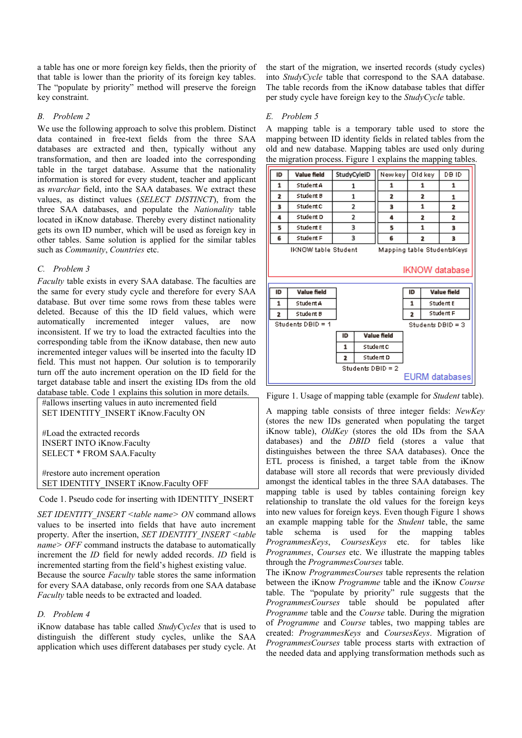a table has one or more foreign key fields, then the priority of that table is lower than the priority of its foreign key tables. The "populate by priority" method will preserve the foreign key constraint.

### B. Problem 2

We use the following approach to solve this problem. Distinct data contained in free-text fields from the three SAA databases are extracted and then, typically without any transformation, and then are loaded into the corresponding table in the target database. Assume that the nationality information is stored for every student, teacher and applicant as *nvarchar* field, into the SAA databases. We extract these values, as distinct values (*SELECT DISTINCT*), from the three SAA databases, and populate the *Nationality* table located in iKnow database. Thereby every distinct nationality gets its own ID number, which will be used as foreign key in other tables. Same solution is applied for the similar tables such as *Community*, *Countries* etc.

### C. Problem 3

*Faculty* table exists in every SAA database. The faculties are the same for every study cycle and therefore for every SAA database. But over time some rows from these tables were deleted. Because of this the ID field values, which were automatically incremented integer values, are now inconsistent. If we try to load the extracted faculties into the corresponding table from the iKnow database, then new auto incremented integer values will be inserted into the faculty ID field. This must not happen. Our solution is to temporarily turn off the auto increment operation on the ID field for the target database table and insert the existing IDs from the old database table. Code 1 explains this solution in more details.

```
#allows inserting values in auto incremented field
SET IDENTITY_INSERT iKnow.Faculty ON

#Load the extracted records
INSERT INTO iKnow.Faculty
SELECT * FROM SAA.Faculty

#restore auto increment operation
SET IDENTITY_INSERT iKnow.Faculty OFF
```

Code 1. Pseudo code for inserting with IDENTITY_INSERT

*SET IDENTITY_INSERT <table name> ON* command allows values to be inserted into fields that have auto increment property. After the insertion, *SET IDENTITY_INSERT <table name> OFF* command instructs the database to automatically increment the *ID* field for newly added records. *ID* field is incremented starting from the field's highest existing value.

Because the source *Faculty* table stores the same information for every SAA database, only records from one SAA database *Faculty* table needs to be extracted and loaded.

### D. Problem 4

iKnow database has table called *StudyCycles* that is used to distinguish the different study cycles, unlike the SAA application which uses different databases per study cycle. At the start of the migration, we inserted records (study cycles) into *StudyCycle* table that correspond to the SAA database. The table records from the iKnow database tables that differ per study cycle have foreign key to the *StudyCycle* table.

### E. Problem 5

A mapping table is a temporary table used to store the mapping between ID identity fields in related tables from the old and new database. Mapping tables are used only during the migration process. Figure 1 explains the mapping tables.

IKNOW database

IKNOW table Student

| ID | Value field | StudyCyleID |
|---|---|---|
| 1 | Student A | 1 |
| 2 | Student B | 1 |
| 3 | Student C | 2 |
| 4 | Student D | 2 |
| 5 | Student E | 3 |
| 6 | Student F | 3 |

Mapping table StudentsKeys

| New key | Old key | DB ID |
|---|---|---|
| 1 | 1 | 1 |
| 2 | 2 | 1 |
| 3 | 1 | 2 |
| 4 | 2 | 2 |
| 5 | 1 | 3 |
| 6 | 2 | 3 |

EURM databases

Students DBID = 1

| ID | Value field |
|---|---|
| 1 | Student A |
| 2 | Student B |

Students DBID = 2

| ID | Value field |
|---|---|
| 1 | Student C |
| 2 | Student D |

Students DBID = 3

| ID | Value field |
|---|---|
| 1 | Student E |
| 2 | Student F |

Figure 1. Usage of mapping table (example for *Student* table).

A mapping table consists of three integer fields: *NewKey* (stores the new IDs generated when populating the target iKnow table), *OldKey* (stores the old IDs from the SAA databases) and the *DBID* field (stores a value that distinguishes between the three SAA databases). Once the ETL process is finished, a target table from the iKnow database will store all records that were previously divided amongst the identical tables in the three SAA databases. The mapping table is used by tables containing foreign key relationship to translate the old values for the foreign keys into new values for foreign keys. Even though Figure 1 shows an example mapping table for the *Student* table, the same table schema is used for the mapping tables *ProgrammesKeys*, *CoursesKeys* etc. for tables like *Programmes*, *Courses* etc. We illustrate the mapping tables through the *ProgrammesCourses* table.

The iKnow *ProgrammesCourses* table represents the relation between the iKnow *Programme* table and the iKnow *Course* table. The "populate by priority" rule suggests that the *ProgrammesCourses* table should be populated after *Programme* table and the *Course* table. During the migration of *Programme* and *Course* tables, two mapping tables are created: *ProgrammesKeys* and *CoursesKeys*. Migration of *ProgrammesCourses* table process starts with extraction of the needed data and applying transformation methods such as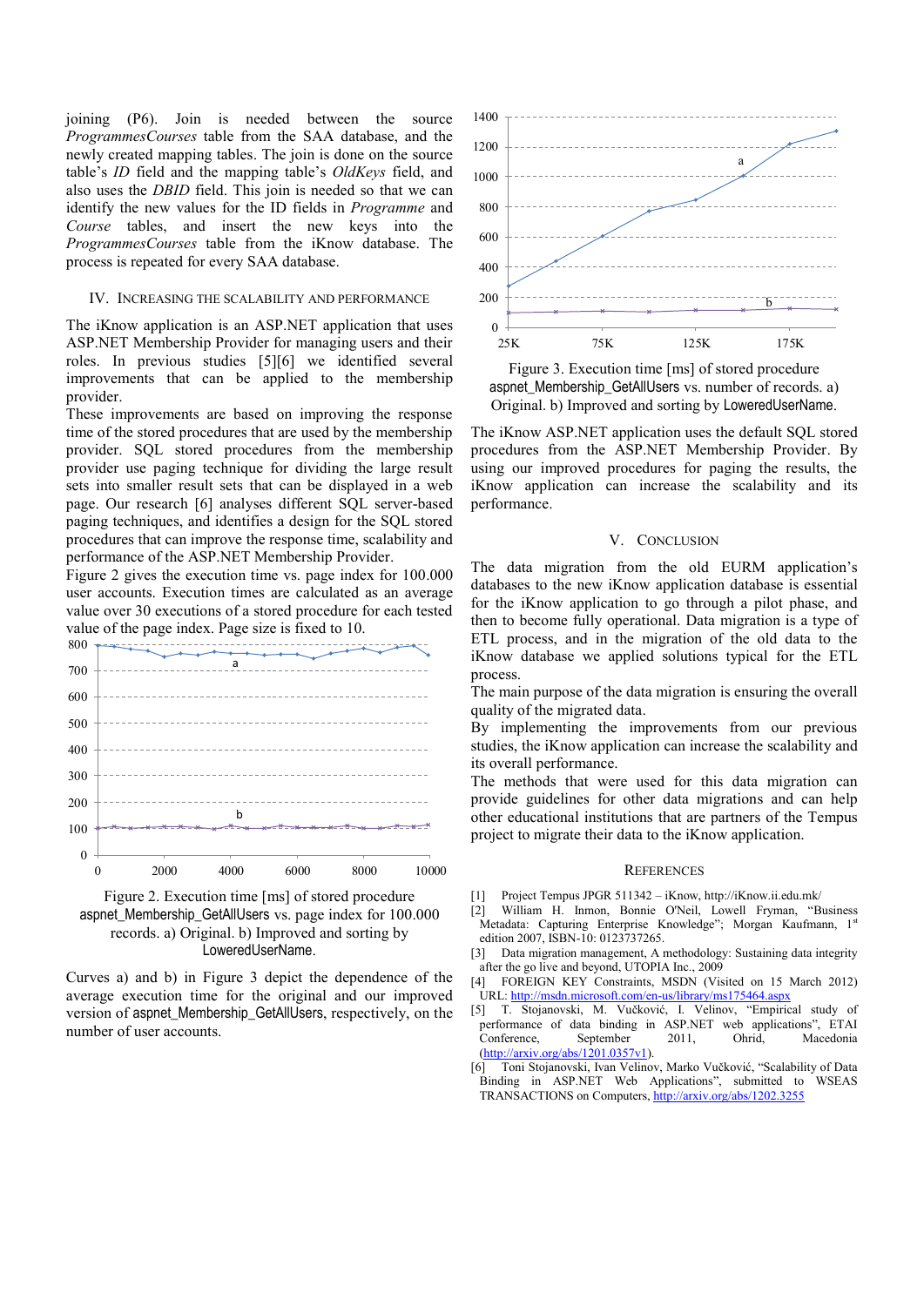joining (P6). Join is needed between the source *ProgrammesCourses* table from the SAA database, and the newly created mapping tables. The join is done on the source table's *ID* field and the mapping table's *OldKeys* field, and also uses the *DBID* field. This join is needed so that we can identify the new values for the ID fields in *Programme* and *Course* tables, and insert the new keys into the *ProgrammesCourses* table from the iKnow database. The process is repeated for every SAA database.

## IV. Increasing the Scalability and Performance

The iKnow application is an ASP.NET application that uses ASP.NET Membership Provider for managing users and their roles. In previous studies [5][6] we identified several improvements that can be applied to the membership provider.

These improvements are based on improving the response time of the stored procedures that are used by the membership provider. SQL stored procedures from the membership provider use paging technique for dividing the large result sets into smaller result sets that can be displayed in a web page. Our research [6] analyses different SQL server-based paging techniques, and identifies a design for the SQL stored procedures that can improve the response time, scalability and performance of the ASP.NET Membership Provider.

Figure 2 gives the execution time vs. page index for 100.000 user accounts. Execution times are calculated as an average value over 30 executions of a stored procedure for each tested value of the page index. Page size is fixed to 10.

800
700
600
500
400
300
200
100
0
a
b
0 2000 4000 6000 8000 10000

Figure 2. Execution time [ms] of stored procedure aspnet_Membership_GetAllUsers vs. page index for 100.000 records. a) Original. b) Improved and sorting by LoweredUserName.

Curves a) and b) in Figure 3 depict the dependence of the average execution time for the original and our improved version of aspnet_Membership_GetAllUsers, respectively, on the number of user accounts.

1400
1200
1000
800
600
400
200
0
a
b
25K 75K 125K 175K

Figure 3. Execution time [ms] of stored procedure aspnet_Membership_GetAllUsers vs. number of records. a) Original. b) Improved and sorting by LoweredUserName.

The iKnow ASP.NET application uses the default SQL stored procedures from the ASP.NET Membership Provider. By using our improved procedures for paging the results, the iKnow application can increase the scalability and its performance.

## V. Conclusion

The data migration from the old EURM application's databases to the new iKnow application database is essential for the iKnow application to go through a pilot phase, and then to become fully operational. Data migration is a type of ETL process, and in the migration of the old data to the iKnow database we applied solutions typical for the ETL process.

The main purpose of the data migration is ensuring the overall quality of the migrated data.

By implementing the improvements from our previous studies, the iKnow application can increase the scalability and its overall performance.

The methods that were used for this data migration can provide guidelines for other data migrations and can help other educational institutions that are partners of the Tempus project to migrate their data to the iKnow application.

## References

[1] Project Tempus JPGR 511342 – iKnow, http://iKnow.ii.edu.mk/

[2] William H. Inmon, Bonnie O'Neil, Lowell Fryman, "Business Metadata: Capturing Enterprise Knowledge"; Morgan Kaufmann, 1st edition 2007, ISBN-10: 0123737265.

[3] Data migration management, A methodology: Sustaining data integrity after the go live and beyond, UTOPIA Inc., 2009

[4] FOREIGN KEY Constraints, MSDN (Visited on 15 March 2012) URL: http://msdn.microsoft.com/en-us/library/ms175464.aspx

[5] T. Stojanovski, M. Vučković, I. Velinov, "Empirical study of performance of data binding in ASP.NET web applications", ETAI Conference, September 2011, Ohrid, Macedonia (http://arxiv.org/abs/1201.0357v1).

[6] Toni Stojanovski, Ivan Velinov, Marko Vučković, "Scalability of Data Binding in ASP.NET Web Applications", submitted to WSEAS TRANSACTIONS on Computers, http://arxiv.org/abs/1202.3255